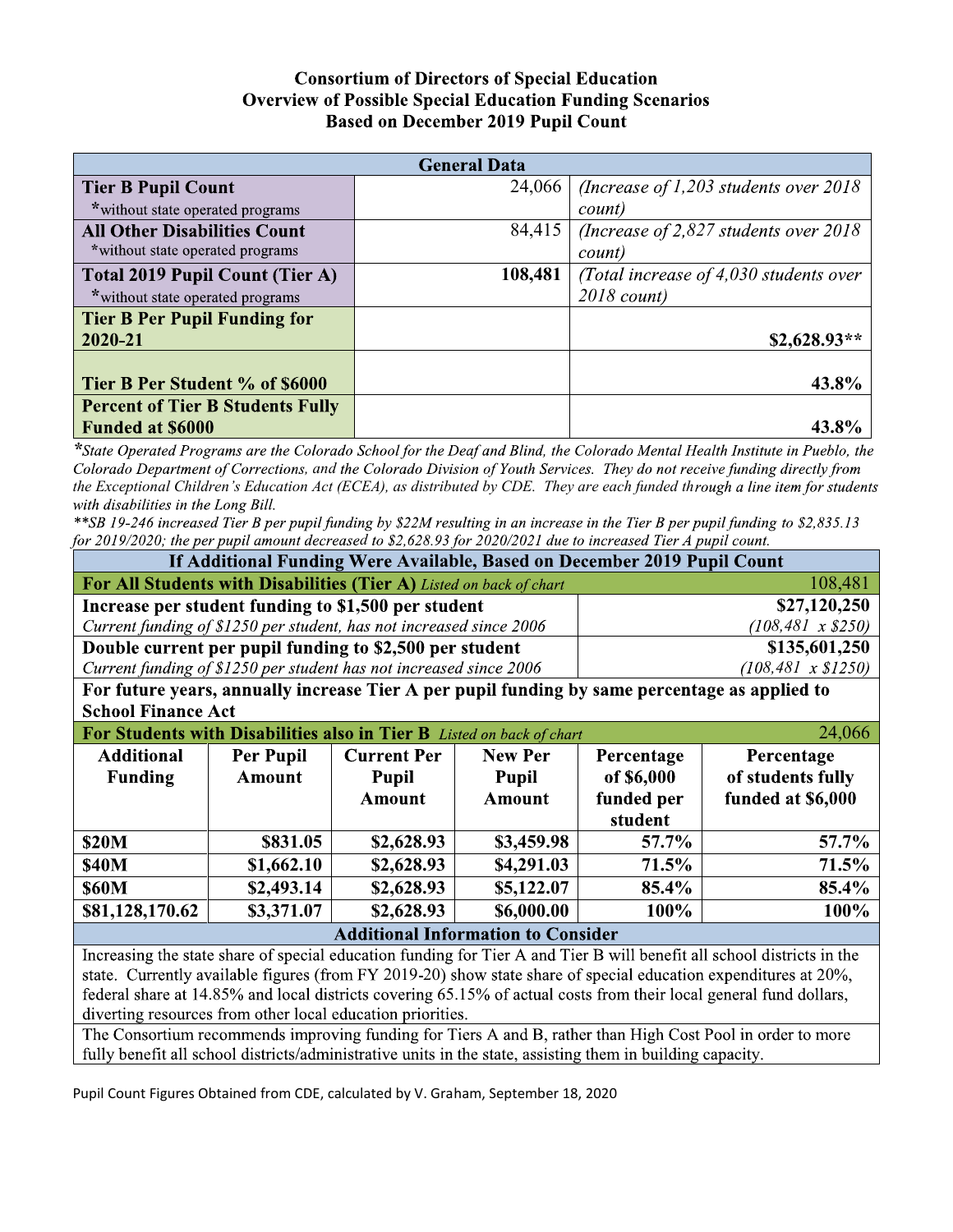# Consortium of Directors of Special Education
## Overview of Possible Special Education Funding Scenarios
### Based on December 2019 Pupil Count

| General Data | | |
|---|---|---|
| **Tier B Pupil Count** *without state operated programs | 24,066 | *(Increase of 1,203 students over 2018 count)* |
| **All Other Disabilities Count** *without state operated programs | 84,415 | *(Increase of 2,827 students over 2018 count)* |
| **Total 2019 Pupil Count (Tier A)** *without state operated programs | **108,481** | *(Total increase of 4,030 students over 2018 count)* |
| **Tier B Per Pupil Funding for 2020-21** | | **$2,628.93**** |
| **Tier B Per Student % of $6000** | | **43.8%** |
| **Percent of Tier B Students Fully Funded at $6000** | | **43.8%** |

*\*State Operated Programs are the Colorado School for the Deaf and Blind, the Colorado Mental Health Institute in Pueblo, the Colorado Department of Corrections, and the Colorado Division of Youth Services. They do not receive funding directly from the Exceptional Children's Education Act (ECEA), as distributed by CDE. They are each funded through a line item for students with disabilities in the Long Bill.*

*\*\*SB 19-246 increased Tier B per pupil funding by $22M resulting in an increase in the Tier B per pupil funding to $2,835.13 for 2019/2020; the per pupil amount decreased to $2,628.93 for 2020/2021 due to increased Tier A pupil count.*

| If Additional Funding Were Available, Based on December 2019 Pupil Count | |
|---|---|
| **For All Students with Disabilities (Tier A)** *Listed on back of chart* | 108,481 |
| **Increase per student funding to $1,500 per student** *Current funding of $1250 per student, has not increased since 2006* | **$27,120,250** *(108,481 x $250)* |
| **Double current per pupil funding to $2,500 per student** *Current funding of $1250 per student has not increased since 2006* | **$135,601,250** *(108,481 x $1250)* |
| **For future years, annually increase Tier A per pupil funding by same percentage as applied to School Finance Act** | |

| **For Students with Disabilities also in Tier B** *Listed on back of chart* | | | | | 24,066 |
|---|---|---|---|---|---|
| **Additional Funding** | **Per Pupil Amount** | **Current Per Pupil Amount** | **New Per Pupil Amount** | **Percentage of $6,000 funded per student** | **Percentage of students fully funded at $6,000** |
| **$20M** | **$831.05** | **$2,628.93** | **$3,459.98** | **57.7%** | **57.7%** |
| **$40M** | **$1,662.10** | **$2,628.93** | **$4,291.03** | **71.5%** | **71.5%** |
| **$60M** | **$2,493.14** | **$2,628.93** | **$5,122.07** | **85.4%** | **85.4%** |
| **$81,128,170.62** | **$3,371.07** | **$2,628.93** | **$6,000.00** | **100%** | **100%** |

**Additional Information to Consider**

Increasing the state share of special education funding for Tier A and Tier B will benefit all school districts in the state. Currently available figures (from FY 2019-20) show state share of special education expenditures at 20%, federal share at 14.85% and local districts covering 65.15% of actual costs from their local general fund dollars, diverting resources from other local education priorities.

The Consortium recommends improving funding for Tiers A and B, rather than High Cost Pool in order to more fully benefit all school districts/administrative units in the state, assisting them in building capacity.

Pupil Count Figures Obtained from CDE, calculated by V. Graham, September 18, 2020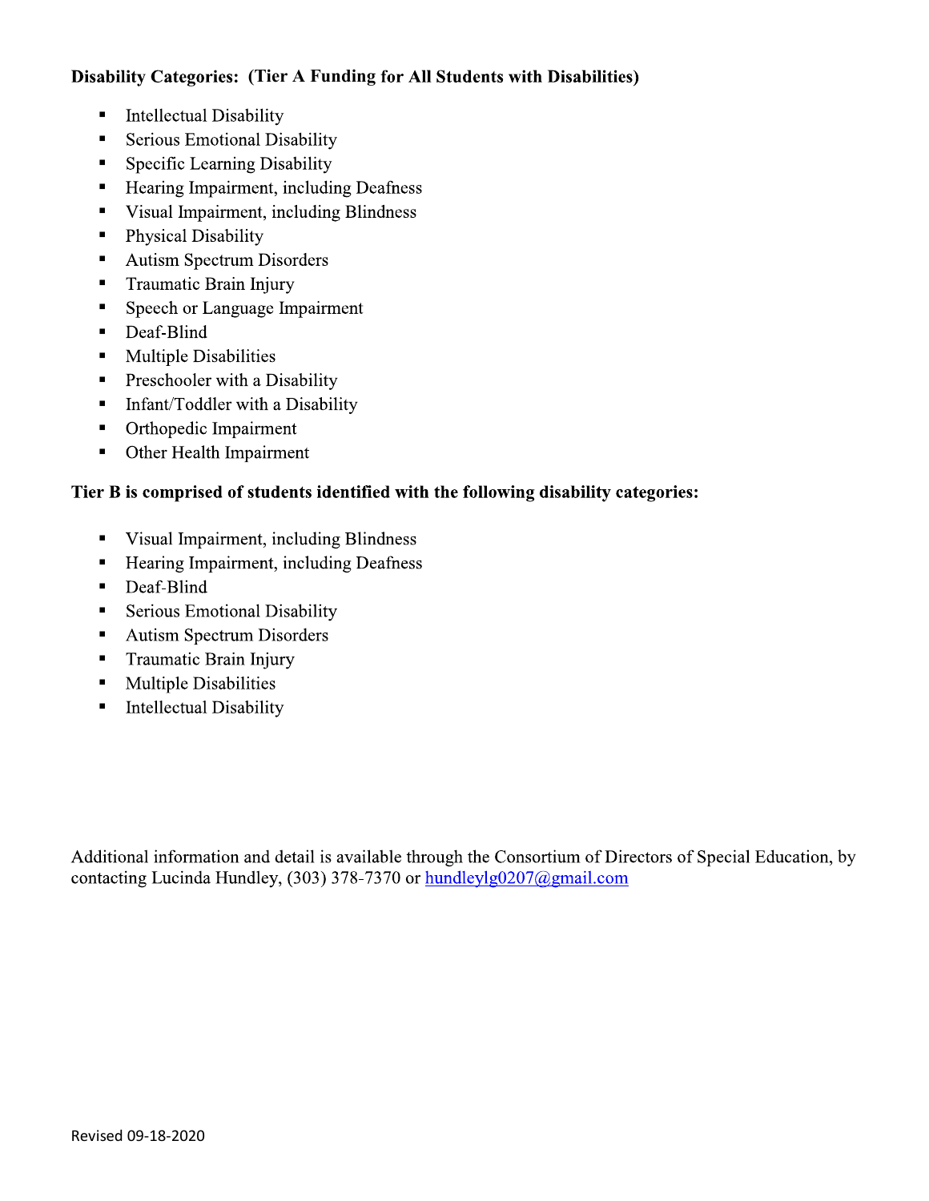**Disability Categories: (Tier A Funding for All Students with Disabilities)**

- Intellectual Disability
- Serious Emotional Disability
- Specific Learning Disability
- Hearing Impairment, including Deafness
- Visual Impairment, including Blindness
- Physical Disability
- Autism Spectrum Disorders
- Traumatic Brain Injury
- Speech or Language Impairment
- Deaf-Blind
- Multiple Disabilities
- Preschooler with a Disability
- Infant/Toddler with a Disability
- Orthopedic Impairment
- Other Health Impairment

**Tier B is comprised of students identified with the following disability categories:**

- Visual Impairment, including Blindness
- Hearing Impairment, including Deafness
- Deaf-Blind
- Serious Emotional Disability
- Autism Spectrum Disorders
- Traumatic Brain Injury
- Multiple Disabilities
- Intellectual Disability

Additional information and detail is available through the Consortium of Directors of Special Education, by contacting Lucinda Hundley, (303) 378-7370 or hundleylg0207@gmail.com

Revised 09-18-2020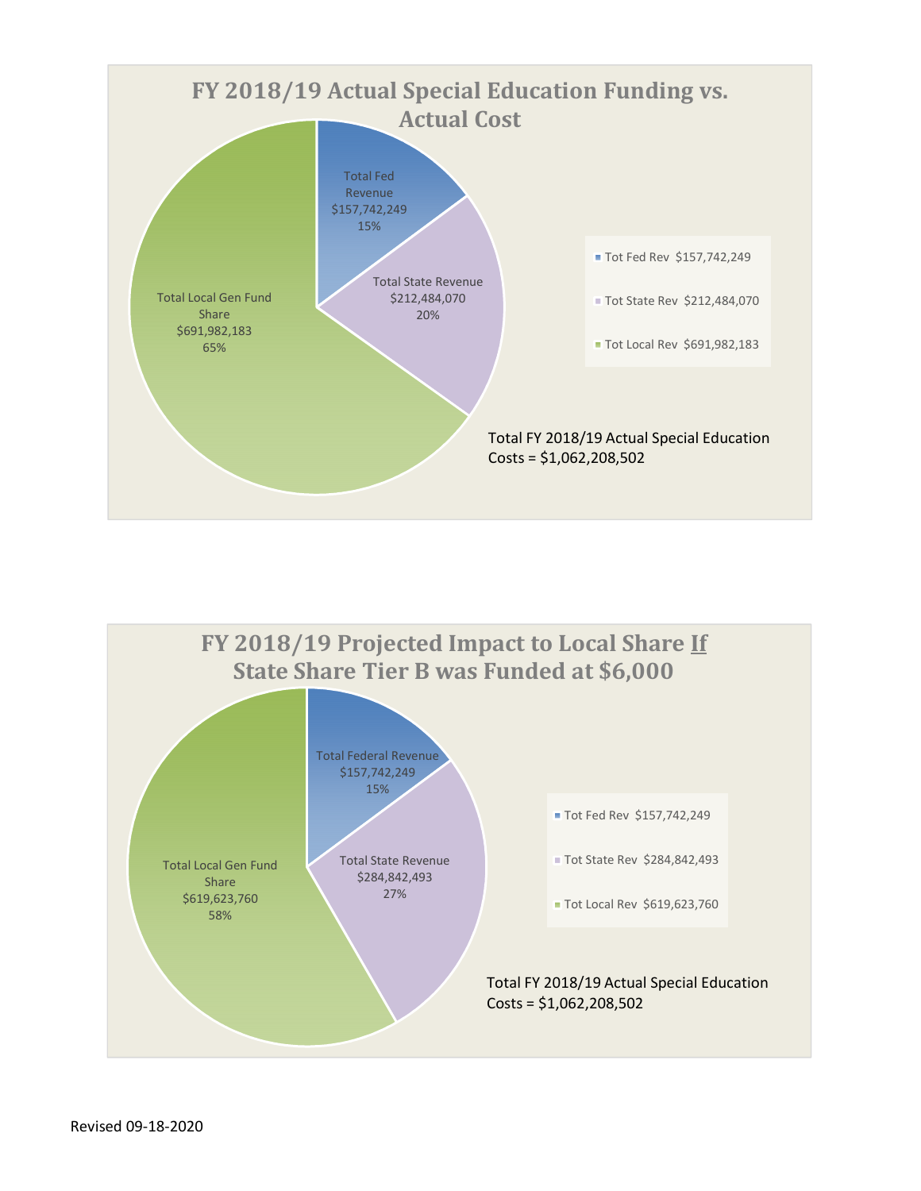## FY 2018/19 Actual Special Education Funding vs. Actual Cost

Total Fed Revenue
$157,742,249
15%

Total State Revenue
$212,484,070
20%

Total Local Gen Fund Share
$691,982,183
65%

Tot Fed Rev $157,742,249

Tot State Rev $212,484,070

Tot Local Rev $691,982,183

Total FY 2018/19 Actual Special Education Costs = $1,062,208,502

## FY 2018/19 Projected Impact to Local Share <u>If</u> State Share Tier B was Funded at $6,000

Total Federal Revenue
$157,742,249
15%

Total State Revenue
$284,842,493
27%

Total Local Gen Fund Share
$619,623,760
58%

Tot Fed Rev $157,742,249

Tot State Rev $284,842,493

Tot Local Rev $619,623,760

Total FY 2018/19 Actual Special Education Costs = $1,062,208,502

Revised 09-18-2020